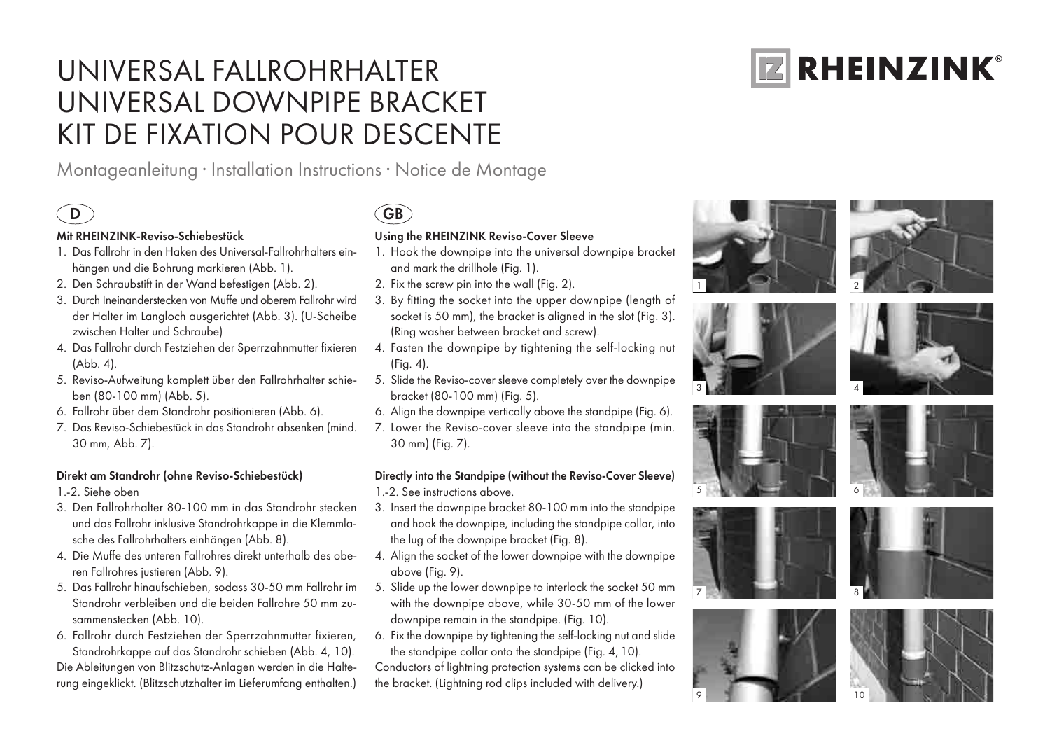# UNIVERSAL FALLROHRHALTER
# UNIVERSAL DOWNPIPE BRACKET
# KIT DE FIXATION POUR DESCENTE

RHEINZINK®

Montageanleitung · Installation Instructions · Notice de Montage

## D

### Mit RHEINZINK-Reviso-Schiebestück

1. Das Fallrohr in den Haken des Universal-Fallrohrhalters einhängen und die Bohrung markieren (Abb. 1).
2. Den Schraubstift in der Wand befestigen (Abb. 2).
3. Durch Ineinanderstecken von Muffe und oberem Fallrohr wird der Halter im Langloch ausgerichtet (Abb. 3). (U-Scheibe zwischen Halter und Schraube)
4. Das Fallrohr durch Festziehen der Sperrzahnmutter fixieren (Abb. 4).
5. Reviso-Aufweitung komplett über den Fallrohrhalter schieben (80-100 mm) (Abb. 5).
6. Fallrohr über dem Standrohr positionieren (Abb. 6).
7. Das Reviso-Schiebestück in das Standrohr absenken (mind. 30 mm, Abb. 7).

### Direkt am Standrohr (ohne Reviso-Schiebestück)

1.-2. Siehe oben

3. Den Fallrohrhalter 80-100 mm in das Standrohr stecken und das Fallrohr inklusive Standrohrkappe in die Klemmlasche des Fallrohrhalters einhängen (Abb. 8).
4. Die Muffe des unteren Fallrohres direkt unterhalb des oberen Fallrohres justieren (Abb. 9).
5. Das Fallrohr hinaufschieben, sodass 30-50 mm Fallrohr im Standrohr verbleiben und die beiden Fallrohre 50 mm zusammenstecken (Abb. 10).
6. Fallrohr durch Festziehen der Sperrzahnmutter fixieren, Standrohrkappe auf das Standrohr schieben (Abb. 4, 10).

Die Ableitungen von Blitzschutz-Anlagen werden in die Halterung eingeklickt. (Blitzschutzhalter im Lieferumfang enthalten.)

## GB

### Using the RHEINZINK Reviso-Cover Sleeve

1. Hook the downpipe into the universal downpipe bracket and mark the drillhole (Fig. 1).
2. Fix the screw pin into the wall (Fig. 2).
3. By fitting the socket into the upper downpipe (length of socket is 50 mm), the bracket is aligned in the slot (Fig. 3). (Ring washer between bracket and screw).
4. Fasten the downpipe by tightening the self-locking nut (Fig. 4).
5. Slide the Reviso-cover sleeve completely over the downpipe bracket (80-100 mm) (Fig. 5).
6. Align the downpipe vertically above the standpipe (Fig. 6).
7. Lower the Reviso-cover sleeve into the standpipe (min. 30 mm) (Fig. 7).

### Directly into the Standpipe (without the Reviso-Cover Sleeve)

1.-2. See instructions above.

3. Insert the downpipe bracket 80-100 mm into the standpipe and hook the downpipe, including the standpipe collar, into the lug of the downpipe bracket (Fig. 8).
4. Align the socket of the lower downpipe with the downpipe above (Fig. 9).
5. Slide up the lower downpipe to interlock the socket 50 mm with the downpipe above, while 30-50 mm of the lower downpipe remain in the standpipe. (Fig. 10).
6. Fix the downpipe by tightening the self-locking nut and slide the standpipe collar onto the standpipe (Fig. 4, 10).

Conductors of lightning protection systems can be clicked into the bracket. (Lightning rod clips included with delivery.)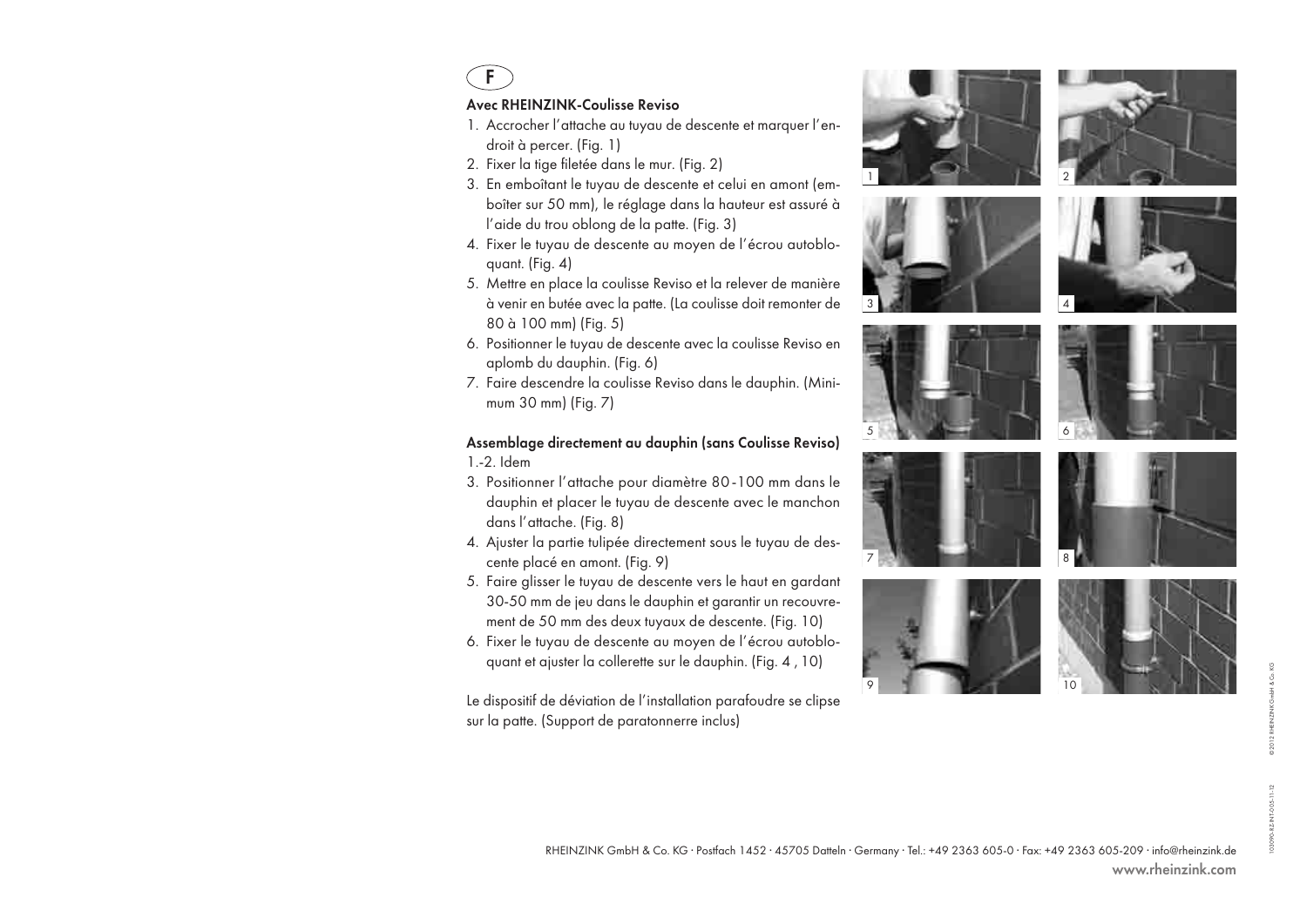F

### Avec RHEINZINK-Coulisse Reviso

1. Accrocher l'attache au tuyau de descente et marquer l'endroit à percer. (Fig. 1)
2. Fixer la tige filetée dans le mur. (Fig. 2)
3. En emboîtant le tuyau de descente et celui en amont (emboîter sur 50 mm), le réglage dans la hauteur est assuré à l'aide du trou oblong de la patte. (Fig. 3)
4. Fixer le tuyau de descente au moyen de l'écrou autobloquant. (Fig. 4)
5. Mettre en place la coulisse Reviso et la relever de manière à venir en butée avec la patte. (La coulisse doit remonter de 80 à 100 mm) (Fig. 5)
6. Positionner le tuyau de descente avec la coulisse Reviso en aplomb du dauphin. (Fig. 6)
7. Faire descendre la coulisse Reviso dans le dauphin. (Minimum 30 mm) (Fig. 7)

### Assemblage directement au dauphin (sans Coulisse Reviso)

1.-2. Idem

3. Positionner l'attache pour diamètre 80-100 mm dans le dauphin et placer le tuyau de descente avec le manchon dans l'attache. (Fig. 8)
4. Ajuster la partie tulipée directement sous le tuyau de descente placé en amont. (Fig. 9)
5. Faire glisser le tuyau de descente vers le haut en gardant 30-50 mm de jeu dans le dauphin et garantir un recouvrement de 50 mm des deux tuyaux de descente. (Fig. 10)
6. Fixer le tuyau de descente au moyen de l'écrou autobloquant et ajuster la collerette sur le dauphin. (Fig. 4 , 10)

Le dispositif de déviation de l'installation parafoudre se clipse sur la patte. (Support de paratonnerre inclus)

1

2

3

4

5

6

7

8

9

10

RHEINZINK GmbH & Co. KG · Postfach 1452 · 45705 Datteln · Germany · Tel.: +49 2363 605-0 · Fax: +49 2363 605-209 · info@rheinzink.de
www.rheinzink.com